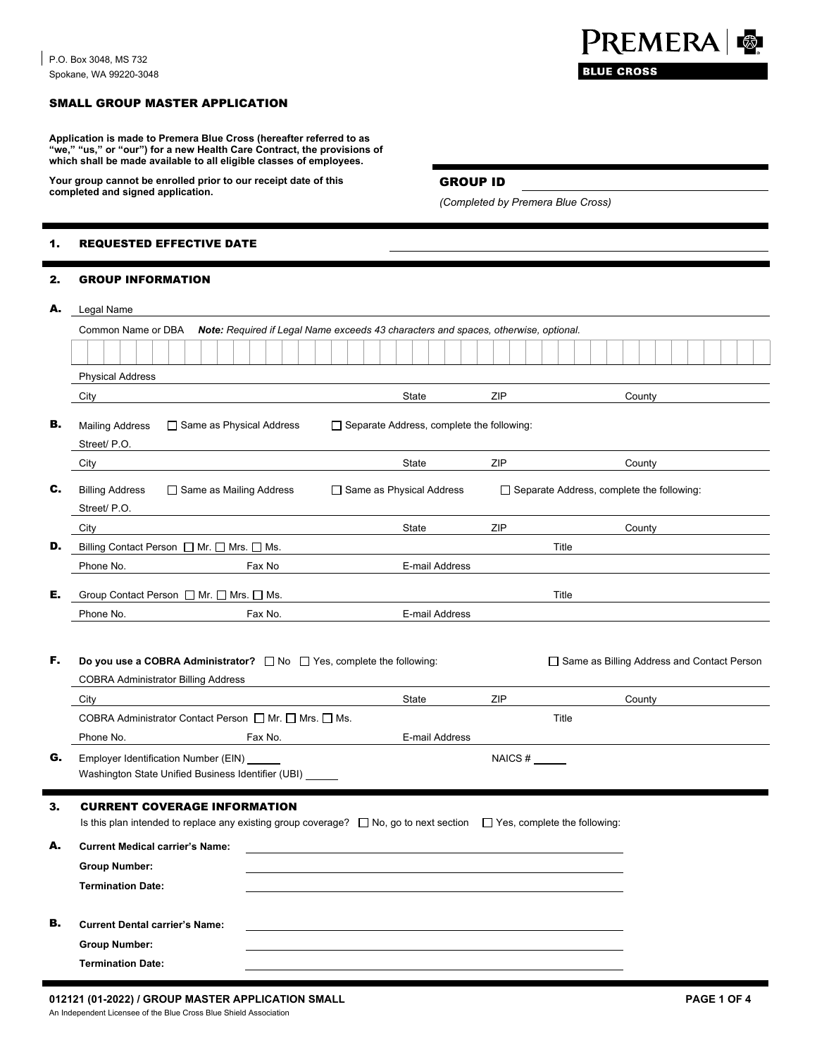P.O. Box 3048, MS 732
Spokane, WA 99220-3048

PREMERA BLUE CROSS

# SMALL GROUP MASTER APPLICATION

**Application is made to Premera Blue Cross (hereafter referred to as "we," "us," or "our") for a new Health Care Contract, the provisions of which shall be made available to all eligible classes of employees.**

**Your group cannot be enrolled prior to our receipt date of this completed and signed application.**

**GROUP ID** ______________________

*(Completed by Premera Blue Cross)*

## 1. REQUESTED EFFECTIVE DATE ______________________

## 2. GROUP INFORMATION

**A.** Legal Name ______________________

Common Name or DBA ***Note:** Required if Legal Name exceeds 43 characters and spaces, otherwise, optional.*

| | | | | | | | | | | | | | | | | | | | | | | | | | | | | | | | | | | | | | | | | | | | |
|---|---|---|---|---|---|---|---|---|---|---|---|---|---|---|---|---|---|---|---|---|---|---|---|---|---|---|---|---|---|---|---|---|---|---|---|---|---|---|---|---|---|---|
| | | | | | | | | | | | | | | | | | | | | | | | | | | | | | | | | | | | | | | | | | | | |

Physical Address ______________________

City ______ State ______ ZIP ______ County ______

**B.** Mailing Address ☐ Same as Physical Address ☐ Separate Address, complete the following:

Street/ P.O. ______________________

City ______ State ______ ZIP ______ County ______

**C.** Billing Address ☐ Same as Mailing Address ☐ Same as Physical Address ☐ Separate Address, complete the following:

Street/ P.O. ______________________

City ______ State ______ ZIP ______ County ______

**D.** Billing Contact Person ☐ Mr. ☐ Mrs. ☐ Ms. ______ Title ______

Phone No. ______ Fax No ______ E-mail Address ______

**E.** Group Contact Person ☐ Mr. ☐ Mrs. ☐ Ms. ______ Title ______

Phone No. ______ Fax No. ______ E-mail Address ______

**F.** **Do you use a COBRA Administrator?** ☐ No ☐ Yes, complete the following: ☐ Same as Billing Address and Contact Person

COBRA Administrator Billing Address ______________________

City ______ State ______ ZIP ______ County ______

COBRA Administrator Contact Person ☐ Mr. ☐ Mrs. ☐ Ms. ______ Title ______

Phone No. ______ Fax No. ______ E-mail Address ______

**G.** Employer Identification Number (EIN) ______ NAICS # ______

Washington State Unified Business Identifier (UBI) ______

## 3. CURRENT COVERAGE INFORMATION

Is this plan intended to replace any existing group coverage? ☐ No, go to next section ☐ Yes, complete the following:

**A.** **Current Medical carrier's Name:** ______________________

**Group Number:** ______________________

**Termination Date:** ______________________

**B.** **Current Dental carrier's Name:** ______________________

**Group Number:** ______________________

**Termination Date:** ______________________

012121 (01-2022) / GROUP MASTER APPLICATION SMALL

An Independent Licensee of the Blue Cross Blue Shield Association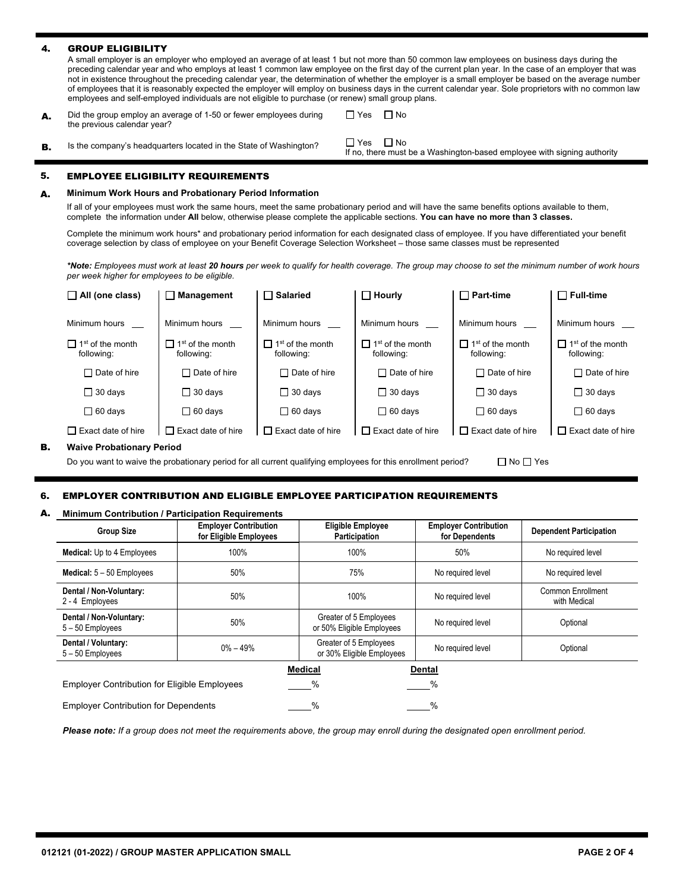## 4. GROUP ELIGIBILITY

A small employer is an employer who employed an average of at least 1 but not more than 50 common law employees on business days during the preceding calendar year and who employs at least 1 common law employee on the first day of the current plan year. In the case of an employer that was not in existence throughout the preceding calendar year, the determination of whether the employer is a small employer be based on the average number of employees that it is reasonably expected the employer will employ on business days in the current calendar year. Sole proprietors with no common law employees and self-employed individuals are not eligible to purchase (or renew) small group plans.

**A.** Did the group employ an average of 1-50 or fewer employees during the previous calendar year? ☐ Yes ☐ No

**B.** Is the company's headquarters located in the State of Washington? ☐ Yes ☐ No
If no, there must be a Washington-based employee with signing authority

## 5. EMPLOYEE ELIGIBILITY REQUIREMENTS

### A. Minimum Work Hours and Probationary Period Information

If all of your employees must work the same hours, meet the same probationary period and will have the same benefits options available to them, complete the information under **All** below, otherwise please complete the applicable sections. **You can have no more than 3 classes.**

Complete the minimum work hours* and probationary period information for each designated class of employee. If you have differentiated your benefit coverage selection by class of employee on your Benefit Coverage Selection Worksheet – those same classes must be represented

***Note:** Employees must work at least **20 hours** per week to qualify for health coverage. The group may choose to set the minimum number of work hours per week higher for employees to be eligible.*

| ☐ **All (one class)** | ☐ **Management** | ☐ **Salaried** | ☐ **Hourly** | ☐ **Part-time** | ☐ **Full-time** |
|---|---|---|---|---|---|
| Minimum hours ___ | Minimum hours ___ | Minimum hours ___ | Minimum hours ___ | Minimum hours ___ | Minimum hours ___ |
| ☐ 1st of the month following: | ☐ 1st of the month following: | ☐ 1st of the month following: | ☐ 1st of the month following: | ☐ 1st of the month following: | ☐ 1st of the month following: |
| ☐ Date of hire | ☐ Date of hire | ☐ Date of hire | ☐ Date of hire | ☐ Date of hire | ☐ Date of hire |
| ☐ 30 days | ☐ 30 days | ☐ 30 days | ☐ 30 days | ☐ 30 days | ☐ 30 days |
| ☐ 60 days | ☐ 60 days | ☐ 60 days | ☐ 60 days | ☐ 60 days | ☐ 60 days |
| ☐ Exact date of hire | ☐ Exact date of hire | ☐ Exact date of hire | ☐ Exact date of hire | ☐ Exact date of hire | ☐ Exact date of hire |

### B. Waive Probationary Period

Do you want to waive the probationary period for all current qualifying employees for this enrollment period? ☐ No ☐ Yes

## 6. EMPLOYER CONTRIBUTION AND ELIGIBLE EMPLOYEE PARTICIPATION REQUIREMENTS

### A. Minimum Contribution / Participation Requirements

| Group Size | Employer Contribution for Eligible Employees | Eligible Employee Participation | Employer Contribution for Dependents | Dependent Participation |
|---|---|---|---|---|
| **Medical:** Up to 4 Employees | 100% | 100% | 50% | No required level |
| **Medical:** 5 – 50 Employees | 50% | 75% | No required level | No required level |
| **Dental / Non-Voluntary:** 2 - 4 Employees | 50% | 100% | No required level | Common Enrollment with Medical |
| **Dental / Non-Voluntary:** 5 – 50 Employees | 50% | Greater of 5 Employees or 50% Eligible Employees | No required level | Optional |
| **Dental / Voluntary:** 5 – 50 Employees | 0% – 49% | Greater of 5 Employees or 30% Eligible Employees | No required level | Optional |

| | **Medical** | **Dental** |
|---|---|---|
| Employer Contribution for Eligible Employees | ____% | ____% |
| Employer Contribution for Dependents | ____% | ____% |

***Please note:** If a group does not meet the requirements above, the group may enroll during the designated open enrollment period.*

012121 (01-2022) / GROUP MASTER APPLICATION SMALL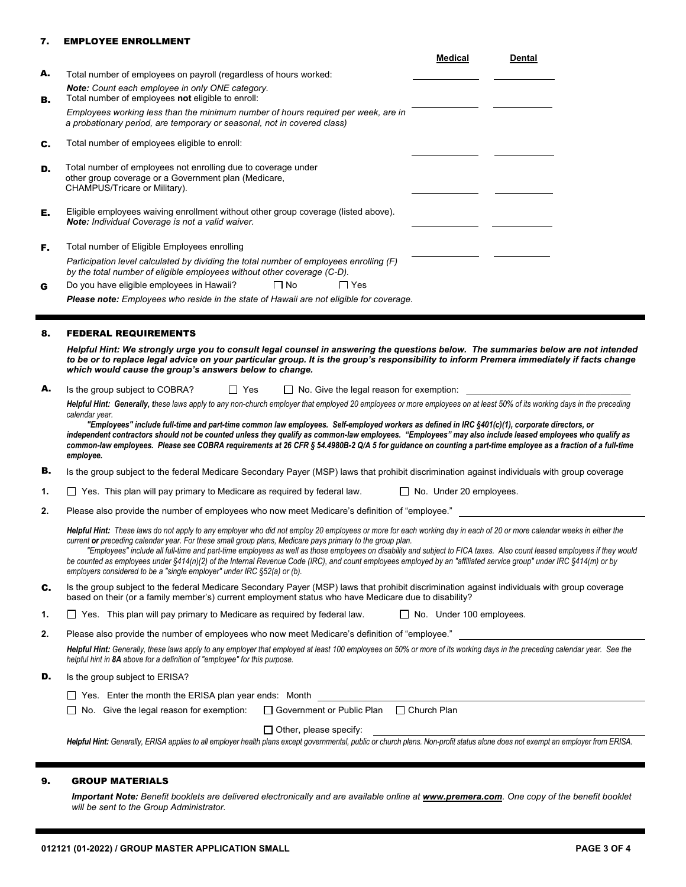## 7. EMPLOYEE ENROLLMENT

| | | Medical | Dental |
|---|---|---|---|
| A. | Total number of employees on payroll (regardless of hours worked: | | |
| | ***Note:*** *Count each employee in only ONE category.* | | |
| B. | Total number of employees **not** eligible to enroll: *Employees working less than the minimum number of hours required per week, are in a probationary period, are temporary or seasonal, not in covered class)* | | |
| C. | Total number of employees eligible to enroll: | | |
| D. | Total number of employees not enrolling due to coverage under other group coverage or a Government plan (Medicare, CHAMPUS/Tricare or Military). | | |
| E. | Eligible employees waiving enrollment without other group coverage (listed above). ***Note:*** *Individual Coverage is not a valid waiver.* | | |
| F. | Total number of Eligible Employees enrolling *Participation level calculated by dividing the total number of employees enrolling (F) by the total number of eligible employees without other coverage (C-D).* | | |

**G** Do you have eligible employees in Hawaii? ☐ No ☐ Yes

***Please note:*** *Employees who reside in the state of Hawaii are not eligible for coverage.*

## 8. FEDERAL REQUIREMENTS

***Helpful Hint: We strongly urge you to consult legal counsel in answering the questions below. The summaries below are not intended to be or to replace legal advice on your particular group. It is the group's responsibility to inform Premera immediately if facts change which would cause the group's answers below to change.***

**A.** Is the group subject to COBRA? ☐ Yes ☐ No. Give the legal reason for exemption: \_\_\_\_\_\_\_\_\_\_\_\_\_\_\_\_

***Helpful Hint: Generally, t****hese laws apply to any non-church employer that employed 20 employees or more employees on at least 50% of its working days in the preceding calendar year.*

***"Employees" include full-time and part-time common law employees. Self-employed workers as defined in IRC §401(c)(1), corporate directors, or independent contractors should not be counted unless they qualify as common-law employees. "Employees" may also include leased employees who qualify as common-law employees. Please see COBRA requirements at 26 CFR § 54.4980B-2 Q/A 5 for guidance on counting a part-time employee as a fraction of a full-time employee.***

**B.** Is the group subject to the federal Medicare Secondary Payer (MSP) laws that prohibit discrimination against individuals with group coverage

1. ☐ Yes. This plan will pay primary to Medicare as required by federal law. ☐ No. Under 20 employees.
2. Please also provide the number of employees who now meet Medicare's definition of "employee." \_\_\_\_\_\_\_\_\_\_\_\_\_\_\_\_

***Helpful Hint:*** *These laws do not apply to any employer who did not employ 20 employees or more for each working day in each of 20 or more calendar weeks in either the current* ***or*** *preceding calendar year. For these small group plans, Medicare pays primary to the group plan.*

*"Employees" include all full-time and part-time employees as well as those employees on disability and subject to FICA taxes. Also count leased employees if they would be counted as employees under §414(n)(2) of the Internal Revenue Code (IRC), and count employees employed by an "affiliated service group" under IRC §414(m) or by employers considered to be a "single employer" under IRC §52(a) or (b).*

**C.** Is the group subject to the federal Medicare Secondary Payer (MSP) laws that prohibit discrimination against individuals with group coverage based on their (or a family member's) current employment status who have Medicare due to disability?

1. ☐ Yes. This plan will pay primary to Medicare as required by federal law. ☐ No. Under 100 employees.
2. Please also provide the number of employees who now meet Medicare's definition of "employee." \_\_\_\_\_\_\_\_\_\_\_\_\_\_\_\_

***Helpful Hint:*** *Generally, these laws apply to any employer that employed at least 100 employees on 50% or more of its working days in the preceding calendar year. See the helpful hint in* ***8A*** *above for a definition of "employee" for this purpose.*

**D.** Is the group subject to ERISA?

☐ Yes. Enter the month the ERISA plan year ends: Month \_\_\_\_\_\_\_\_\_\_\_\_\_\_\_\_

☐ No. Give the legal reason for exemption: ☐ Government or Public Plan ☐ Church Plan

☐ Other, please specify: \_\_\_\_\_\_\_\_\_\_\_\_\_\_\_\_

***Helpful Hint:*** *Generally, ERISA applies to all employer health plans except governmental, public or church plans. Non-profit status alone does not exempt an employer from ERISA.*

## 9. GROUP MATERIALS

***Important Note:*** *Benefit booklets are delivered electronically and are available online at* ***www.premera.com****. One copy of the benefit booklet will be sent to the Group Administrator.*

012121 (01-2022) / GROUP MASTER APPLICATION SMALL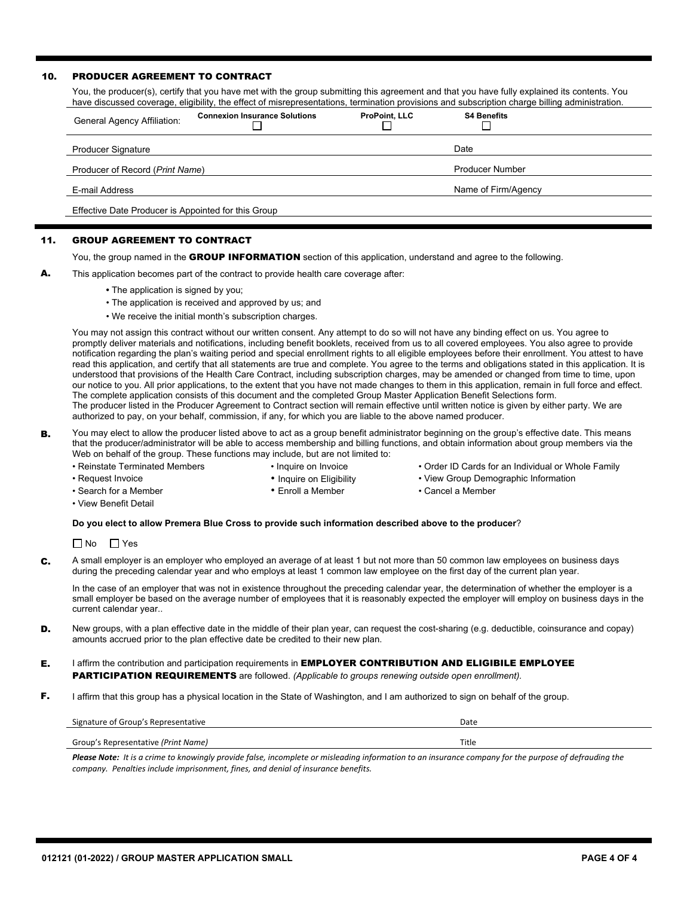## 10. PRODUCER AGREEMENT TO CONTRACT

You, the producer(s), certify that you have met with the group submitting this agreement and that you have fully explained its contents. You have discussed coverage, eligibility, the effect of misrepresentations, termination provisions and subscription charge billing administration.

| General Agency Affiliation: | Connexion Insurance Solutions ☐ | ProPoint, LLC ☐ | S4 Benefits ☐ |
|---|---|---|---|

| | |
|---|---|
| Producer Signature | Date |
| Producer of Record (*Print Name*) | Producer Number |
| E-mail Address | Name of Firm/Agency |
| Effective Date Producer is Appointed for this Group | |

## 11. GROUP AGREEMENT TO CONTRACT

You, the group named in the **GROUP INFORMATION** section of this application, understand and agree to the following.

**A.** This application becomes part of the contract to provide health care coverage after:

- The application is signed by you;
- The application is received and approved by us; and
- We receive the initial month's subscription charges.

You may not assign this contract without our written consent. Any attempt to do so will not have any binding effect on us. You agree to promptly deliver materials and notifications, including benefit booklets, received from us to all covered employees. You also agree to provide notification regarding the plan's waiting period and special enrollment rights to all eligible employees before their enrollment. You attest to have read this application, and certify that all statements are true and complete. You agree to the terms and obligations stated in this application. It is understood that provisions of the Health Care Contract, including subscription charges, may be amended or changed from time to time, upon our notice to you. All prior applications, to the extent that you have not made changes to them in this application, remain in full force and effect. The complete application consists of this document and the completed Group Master Application Benefit Selections form.
The producer listed in the Producer Agreement to Contract section will remain effective until written notice is given by either party. We are authorized to pay, on your behalf, commission, if any, for which you are liable to the above named producer.

**B.** You may elect to allow the producer listed above to act as a group benefit administrator beginning on the group's effective date. This means that the producer/administrator will be able to access membership and billing functions, and obtain information about group members via the Web on behalf of the group. These functions may include, but are not limited to:

- Reinstate Terminated Members
- Request Invoice
- Search for a Member
- View Benefit Detail
- Inquire on Invoice
- Inquire on Eligibility
- Enroll a Member
- Order ID Cards for an Individual or Whole Family
- View Group Demographic Information
- Cancel a Member

**Do you elect to allow Premera Blue Cross to provide such information described above to the producer**?

☐ No ☐ Yes

**C.** A small employer is an employer who employed an average of at least 1 but not more than 50 common law employees on business days during the preceding calendar year and who employs at least 1 common law employee on the first day of the current plan year.

In the case of an employer that was not in existence throughout the preceding calendar year, the determination of whether the employer is a small employer be based on the average number of employees that it is reasonably expected the employer will employ on business days in the current calendar year..

**D.** New groups, with a plan effective date in the middle of their plan year, can request the cost-sharing (e.g. deductible, coinsurance and copay) amounts accrued prior to the plan effective date be credited to their new plan.

**E.** I affirm the contribution and participation requirements in **EMPLOYER CONTRIBUTION AND ELIGIBILE EMPLOYEE PARTICIPATION REQUIREMENTS** are followed. *(Applicable to groups renewing outside open enrollment).*

**F.** I affirm that this group has a physical location in the State of Washington, and I am authorized to sign on behalf of the group.

| | |
|---|---|
| Signature of Group's Representative | Date |
| Group's Representative *(Print Name)* | Title |

***Please Note:*** *It is a crime to knowingly provide false, incomplete or misleading information to an insurance company for the purpose of defrauding the company. Penalties include imprisonment, fines, and denial of insurance benefits.*

012121 (01-2022) / GROUP MASTER APPLICATION SMALL